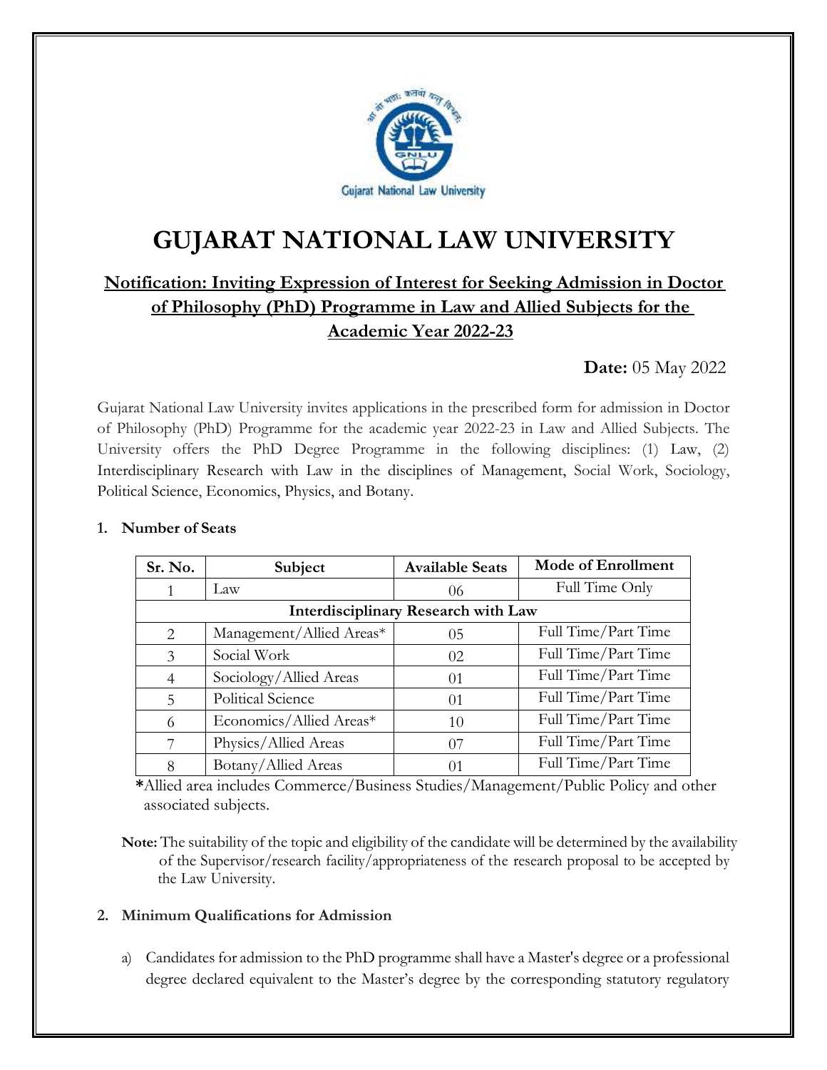# GUJARAT NATIONAL LAW UNIVERSITY

## Notification: Inviting Expression of Interest for Seeking Admission in Doctor of Philosophy (PhD) Programme in Law and Allied Subjects for the Academic Year 2022-23

**Date:** 05 May 2022

Gujarat National Law University invites applications in the prescribed form for admission in Doctor of Philosophy (PhD) Programme for the academic year 2022-23 in Law and Allied Subjects. The University offers the PhD Degree Programme in the following disciplines: (1) Law, (2) Interdisciplinary Research with Law in the disciplines of Management, Social Work, Sociology, Political Science, Economics, Physics, and Botany.

### 1. Number of Seats

| Sr. No. | Subject | Available Seats | Mode of Enrollment |
|---|---|---|---|
| 1 | Law | 06 | Full Time Only |
| **Interdisciplinary Research with Law** | | | |
| 2 | Management/Allied Areas* | 05 | Full Time/Part Time |
| 3 | Social Work | 02 | Full Time/Part Time |
| 4 | Sociology/Allied Areas | 01 | Full Time/Part Time |
| 5 | Political Science | 01 | Full Time/Part Time |
| 6 | Economics/Allied Areas* | 10 | Full Time/Part Time |
| 7 | Physics/Allied Areas | 07 | Full Time/Part Time |
| 8 | Botany/Allied Areas | 01 | Full Time/Part Time |

**\***Allied area includes Commerce/Business Studies/Management/Public Policy and other associated subjects.

**Note:** The suitability of the topic and eligibility of the candidate will be determined by the availability of the Supervisor/research facility/appropriateness of the research proposal to be accepted by the Law University.

### 2. Minimum Qualifications for Admission

a) Candidates for admission to the PhD programme shall have a Master's degree or a professional degree declared equivalent to the Master's degree by the corresponding statutory regulatory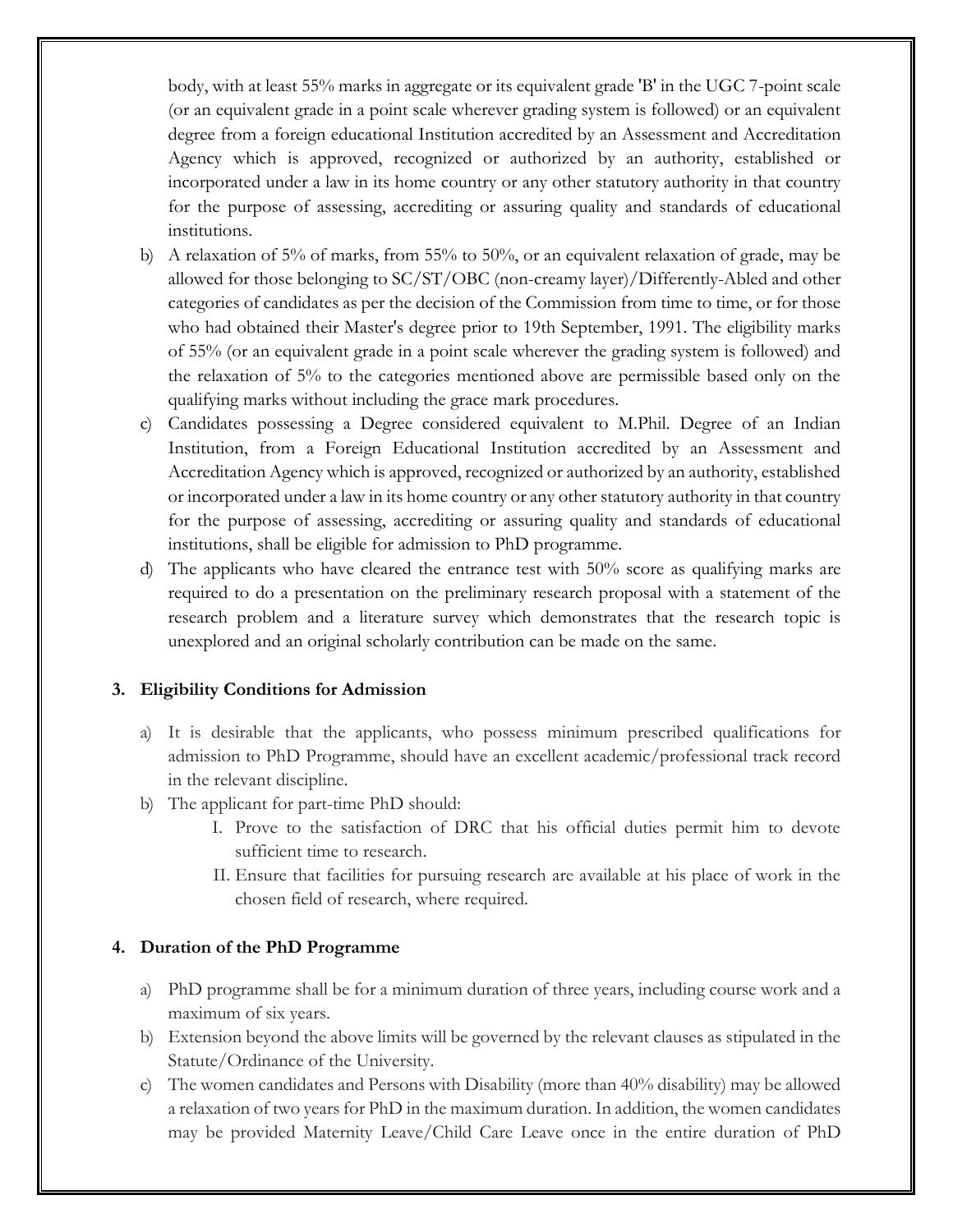body, with at least 55% marks in aggregate or its equivalent grade 'B' in the UGC 7-point scale (or an equivalent grade in a point scale wherever grading system is followed) or an equivalent degree from a foreign educational Institution accredited by an Assessment and Accreditation Agency which is approved, recognized or authorized by an authority, established or incorporated under a law in its home country or any other statutory authority in that country for the purpose of assessing, accrediting or assuring quality and standards of educational institutions.

b) A relaxation of 5% of marks, from 55% to 50%, or an equivalent relaxation of grade, may be allowed for those belonging to SC/ST/OBC (non-creamy layer)/Differently-Abled and other categories of candidates as per the decision of the Commission from time to time, or for those who had obtained their Master's degree prior to 19th September, 1991. The eligibility marks of 55% (or an equivalent grade in a point scale wherever the grading system is followed) and the relaxation of 5% to the categories mentioned above are permissible based only on the qualifying marks without including the grace mark procedures.

c) Candidates possessing a Degree considered equivalent to M.Phil. Degree of an Indian Institution, from a Foreign Educational Institution accredited by an Assessment and Accreditation Agency which is approved, recognized or authorized by an authority, established or incorporated under a law in its home country or any other statutory authority in that country for the purpose of assessing, accrediting or assuring quality and standards of educational institutions, shall be eligible for admission to PhD programme.

d) The applicants who have cleared the entrance test with 50% score as qualifying marks are required to do a presentation on the preliminary research proposal with a statement of the research problem and a literature survey which demonstrates that the research topic is unexplored and an original scholarly contribution can be made on the same.

### 3. Eligibility Conditions for Admission

a) It is desirable that the applicants, who possess minimum prescribed qualifications for admission to PhD Programme, should have an excellent academic/professional track record in the relevant discipline.

b) The applicant for part-time PhD should:

   I. Prove to the satisfaction of DRC that his official duties permit him to devote sufficient time to research.

   II. Ensure that facilities for pursuing research are available at his place of work in the chosen field of research, where required.

### 4. Duration of the PhD Programme

a) PhD programme shall be for a minimum duration of three years, including course work and a maximum of six years.

b) Extension beyond the above limits will be governed by the relevant clauses as stipulated in the Statute/Ordinance of the University.

c) The women candidates and Persons with Disability (more than 40% disability) may be allowed a relaxation of two years for PhD in the maximum duration. In addition, the women candidates may be provided Maternity Leave/Child Care Leave once in the entire duration of PhD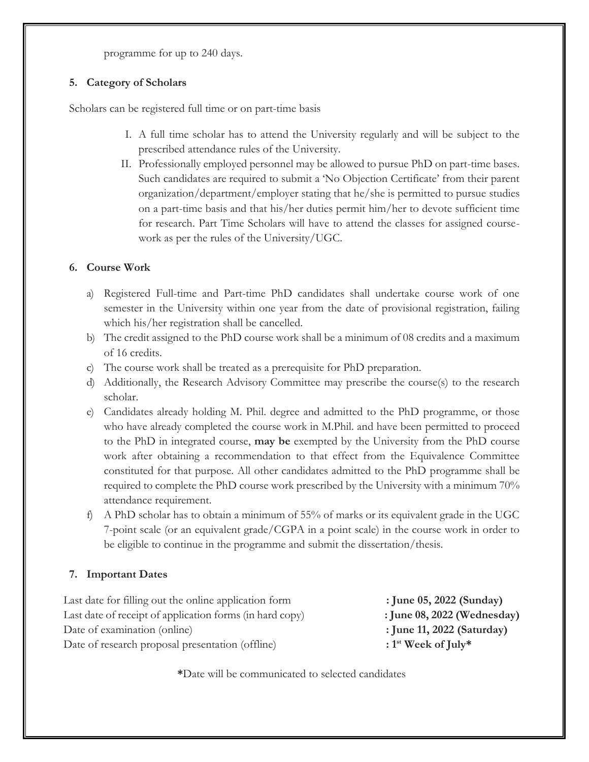programme for up to 240 days.

## 5. Category of Scholars

Scholars can be registered full time or on part-time basis

I. A full time scholar has to attend the University regularly and will be subject to the prescribed attendance rules of the University.

II. Professionally employed personnel may be allowed to pursue PhD on part-time bases. Such candidates are required to submit a 'No Objection Certificate' from their parent organization/department/employer stating that he/she is permitted to pursue studies on a part-time basis and that his/her duties permit him/her to devote sufficient time for research. Part Time Scholars will have to attend the classes for assigned course-work as per the rules of the University/UGC.

## 6. Course Work

a) Registered Full-time and Part-time PhD candidates shall undertake course work of one semester in the University within one year from the date of provisional registration, failing which his/her registration shall be cancelled.

b) The credit assigned to the PhD course work shall be a minimum of 08 credits and a maximum of 16 credits.

c) The course work shall be treated as a prerequisite for PhD preparation.

d) Additionally, the Research Advisory Committee may prescribe the course(s) to the research scholar.

e) Candidates already holding M. Phil. degree and admitted to the PhD programme, or those who have already completed the course work in M.Phil. and have been permitted to proceed to the PhD in integrated course, **may be** exempted by the University from the PhD course work after obtaining a recommendation to that effect from the Equivalence Committee constituted for that purpose. All other candidates admitted to the PhD programme shall be required to complete the PhD course work prescribed by the University with a minimum 70% attendance requirement.

f) A PhD scholar has to obtain a minimum of 55% of marks or its equivalent grade in the UGC 7-point scale (or an equivalent grade/CGPA in a point scale) in the course work in order to be eligible to continue in the programme and submit the dissertation/thesis.

## 7. Important Dates

| | |
|---|---|
| Last date for filling out the online application form | **: June 05, 2022 (Sunday)** |
| Last date of receipt of application forms (in hard copy) | **: June 08, 2022 (Wednesday)** |
| Date of examination (online) | **: June 11, 2022 (Saturday)** |
| Date of research proposal presentation (offline) | **: 1st Week of July*** |

**\***Date will be communicated to selected candidates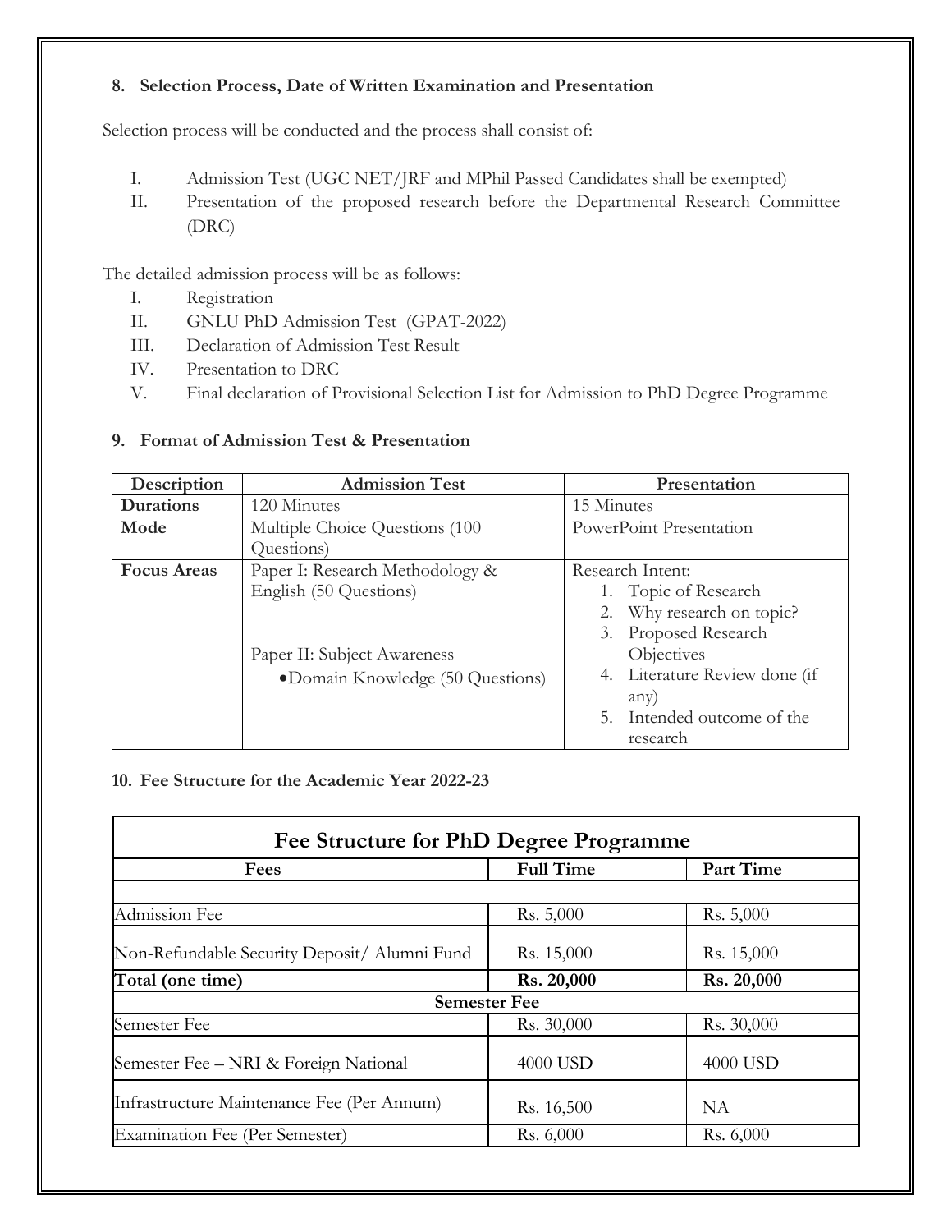### 8. Selection Process, Date of Written Examination and Presentation

Selection process will be conducted and the process shall consist of:

I. Admission Test (UGC NET/JRF and MPhil Passed Candidates shall be exempted)

II. Presentation of the proposed research before the Departmental Research Committee (DRC)

The detailed admission process will be as follows:

I. Registration

II. GNLU PhD Admission Test (GPAT-2022)

III. Declaration of Admission Test Result

IV. Presentation to DRC

V. Final declaration of Provisional Selection List for Admission to PhD Degree Programme

### 9. Format of Admission Test & Presentation

| Description | Admission Test | Presentation |
|---|---|---|
| **Durations** | 120 Minutes | 15 Minutes |
| **Mode** | Multiple Choice Questions (100 Questions) | PowerPoint Presentation |
| **Focus Areas** | Paper I: Research Methodology & English (50 Questions)<br><br>Paper II: Subject Awareness<br>• Domain Knowledge (50 Questions) | Research Intent:<br>1. Topic of Research<br>2. Why research on topic?<br>3. Proposed Research Objectives<br>4. Literature Review done (if any)<br>5. Intended outcome of the research |

### 10. Fee Structure for the Academic Year 2022-23

| Fee Structure for PhD Degree Programme | | |
|---|---|---|
| **Fees** | **Full Time** | **Part Time** |
| | | |
| Admission Fee | Rs. 5,000 | Rs. 5,000 |
| Non-Refundable Security Deposit/ Alumni Fund | Rs. 15,000 | Rs. 15,000 |
| **Total (one time)** | **Rs. 20,000** | **Rs. 20,000** |
| **Semester Fee** | | |
| Semester Fee | Rs. 30,000 | Rs. 30,000 |
| Semester Fee – NRI & Foreign National | 4000 USD | 4000 USD |
| Infrastructure Maintenance Fee (Per Annum) | Rs. 16,500 | NA |
| Examination Fee (Per Semester) | Rs. 6,000 | Rs. 6,000 |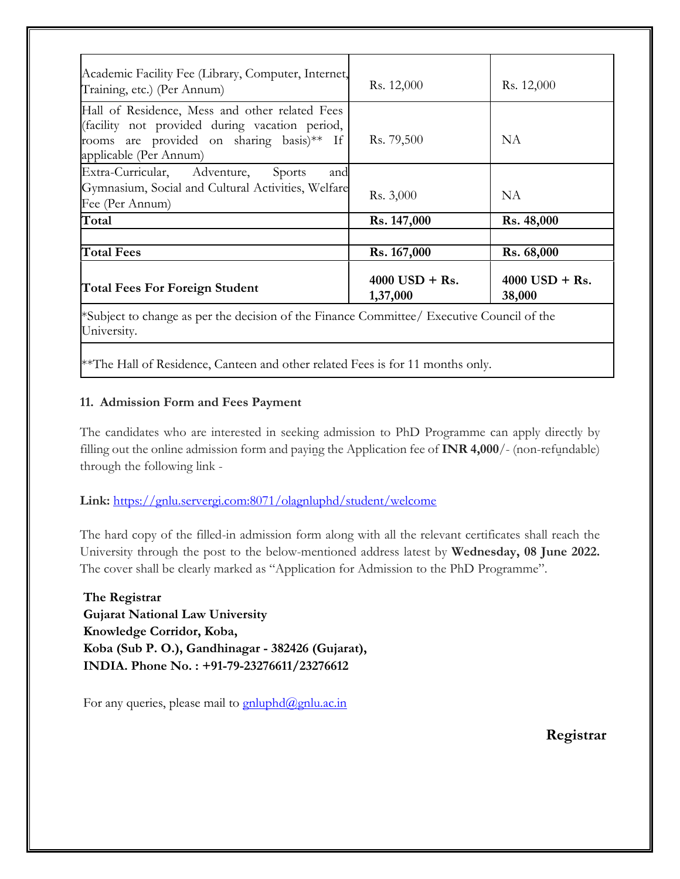| | | |
|---|---|---|
| Academic Facility Fee (Library, Computer, Internet, Training, etc.) (Per Annum) | Rs. 12,000 | Rs. 12,000 |
| Hall of Residence, Mess and other related Fees (facility not provided during vacation period, rooms are provided on sharing basis)** If applicable (Per Annum) | Rs. 79,500 | NA |
| Extra-Curricular, Adventure, Sports and Gymnasium, Social and Cultural Activities, Welfare Fee (Per Annum) | Rs. 3,000 | NA |
| **Total** | **Rs. 147,000** | **Rs. 48,000** |
| | | |
| **Total Fees** | **Rs. 167,000** | **Rs. 68,000** |
| **Total Fees For Foreign Student** | **4000 USD + Rs. 1,37,000** | **4000 USD + Rs. 38,000** |
| *Subject to change as per the decision of the Finance Committee/ Executive Council of the University. | | |
| **The Hall of Residence, Canteen and other related Fees is for 11 months only. | | |

**11. Admission Form and Fees Payment**

The candidates who are interested in seeking admission to PhD Programme can apply directly by filling out the online admission form and paying the Application fee of **INR 4,000**/- (non-refundable) through the following link -

**Link:** https://gnlu.servergi.com:8071/olagnluphd/student/welcome

The hard copy of the filled-in admission form along with all the relevant certificates shall reach the University through the post to the below-mentioned address latest by **Wednesday, 08 June 2022.** The cover shall be clearly marked as "Application for Admission to the PhD Programme".

**The Registrar**
**Gujarat National Law University**
**Knowledge Corridor, Koba,**
**Koba (Sub P. O.), Gandhinagar - 382426 (Gujarat),**
**INDIA. Phone No. : +91-79-23276611/23276612**

For any queries, please mail to gnluphd@gnlu.ac.in

**Registrar**